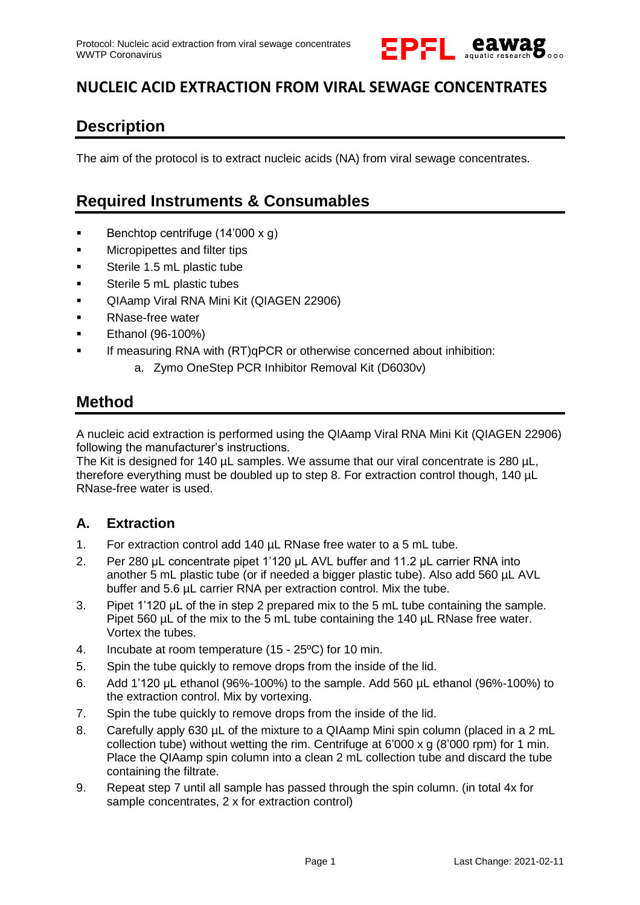# NUCLEIC ACID EXTRACTION FROM VIRAL SEWAGE CONCENTRATES

## Description

The aim of the protocol is to extract nucleic acids (NA) from viral sewage concentrates.

## Required Instruments & Consumables

- Benchtop centrifuge (14'000 x g)
- Micropipettes and filter tips
- Sterile 1.5 mL plastic tube
- Sterile 5 mL plastic tubes
- QIAamp Viral RNA Mini Kit (QIAGEN 22906)
- RNase-free water
- Ethanol (96-100%)
- If measuring RNA with (RT)qPCR or otherwise concerned about inhibition:
  a. Zymo OneStep PCR Inhibitor Removal Kit (D6030v)

## Method

A nucleic acid extraction is performed using the QIAamp Viral RNA Mini Kit (QIAGEN 22906) following the manufacturer's instructions.
The Kit is designed for 140 µL samples. We assume that our viral concentrate is 280 µL, therefore everything must be doubled up to step 8. For extraction control though, 140 µL RNase-free water is used.

### A. Extraction

1. For extraction control add 140 µL RNase free water to a 5 mL tube.
2. Per 280 µL concentrate pipet 1'120 µL AVL buffer and 11.2 µL carrier RNA into another 5 mL plastic tube (or if needed a bigger plastic tube). Also add 560 µL AVL buffer and 5.6 µL carrier RNA per extraction control. Mix the tube.
3. Pipet 1'120 µL of the in step 2 prepared mix to the 5 mL tube containing the sample. Pipet 560 µL of the mix to the 5 mL tube containing the 140 µL RNase free water. Vortex the tubes.
4. Incubate at room temperature (15 - 25ºC) for 10 min.
5. Spin the tube quickly to remove drops from the inside of the lid.
6. Add 1'120 µL ethanol (96%-100%) to the sample. Add 560 µL ethanol (96%-100%) to the extraction control. Mix by vortexing.
7. Spin the tube quickly to remove drops from the inside of the lid.
8. Carefully apply 630 µL of the mixture to a QIAamp Mini spin column (placed in a 2 mL collection tube) without wetting the rim. Centrifuge at 6'000 x g (8'000 rpm) for 1 min. Place the QIAamp spin column into a clean 2 mL collection tube and discard the tube containing the filtrate.
9. Repeat step 7 until all sample has passed through the spin column. (in total 4x for sample concentrates, 2 x for extraction control)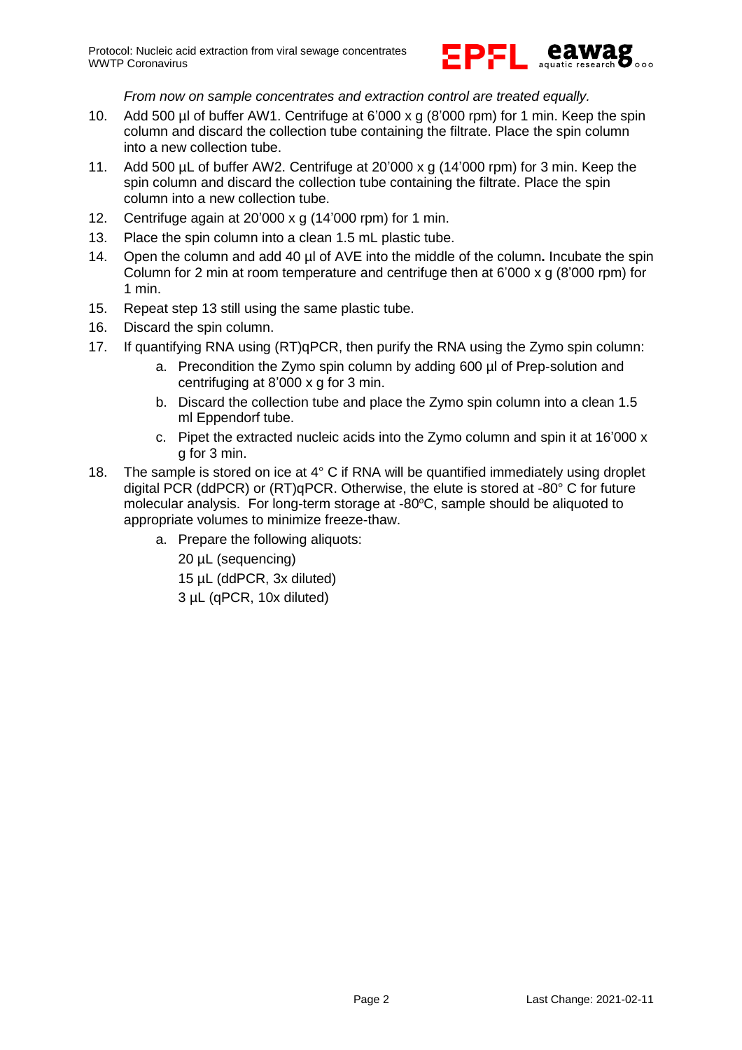*From now on sample concentrates and extraction control are treated equally.*

10. Add 500 µl of buffer AW1. Centrifuge at 6'000 x g (8'000 rpm) for 1 min. Keep the spin column and discard the collection tube containing the filtrate. Place the spin column into a new collection tube.
11. Add 500 µL of buffer AW2. Centrifuge at 20'000 x g (14'000 rpm) for 3 min. Keep the spin column and discard the collection tube containing the filtrate. Place the spin column into a new collection tube.
12. Centrifuge again at 20'000 x g (14'000 rpm) for 1 min.
13. Place the spin column into a clean 1.5 mL plastic tube.
14. Open the column and add 40 µl of AVE into the middle of the column**.** Incubate the spin Column for 2 min at room temperature and centrifuge then at 6'000 x g (8'000 rpm) for 1 min.
15. Repeat step 13 still using the same plastic tube.
16. Discard the spin column.
17. If quantifying RNA using (RT)qPCR, then purify the RNA using the Zymo spin column:
    a. Precondition the Zymo spin column by adding 600 µl of Prep-solution and centrifuging at 8'000 x g for 3 min.
    b. Discard the collection tube and place the Zymo spin column into a clean 1.5 ml Eppendorf tube.
    c. Pipet the extracted nucleic acids into the Zymo column and spin it at 16'000 x g for 3 min.
18. The sample is stored on ice at 4° C if RNA will be quantified immediately using droplet digital PCR (ddPCR) or (RT)qPCR. Otherwise, the elute is stored at -80° C for future molecular analysis. For long-term storage at -80ºC, sample should be aliquoted to appropriate volumes to minimize freeze-thaw.
    a. Prepare the following aliquots:
       20 µL (sequencing)
       15 µL (ddPCR, 3x diluted)
       3 µL (qPCR, 10x diluted)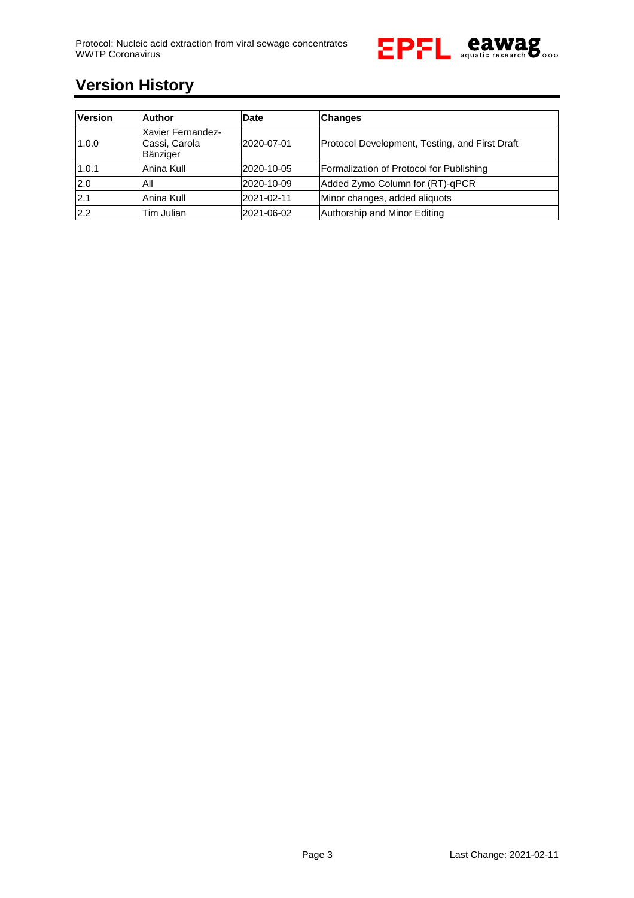# Version History

| Version | Author | Date | Changes |
|---|---|---|---|
| 1.0.0 | Xavier Fernandez-Cassi, Carola Bänziger | 2020-07-01 | Protocol Development, Testing, and First Draft |
| 1.0.1 | Anina Kull | 2020-10-05 | Formalization of Protocol for Publishing |
| 2.0 | All | 2020-10-09 | Added Zymo Column for (RT)-qPCR |
| 2.1 | Anina Kull | 2021-02-11 | Minor changes, added aliquots |
| 2.2 | Tim Julian | 2021-06-02 | Authorship and Minor Editing |